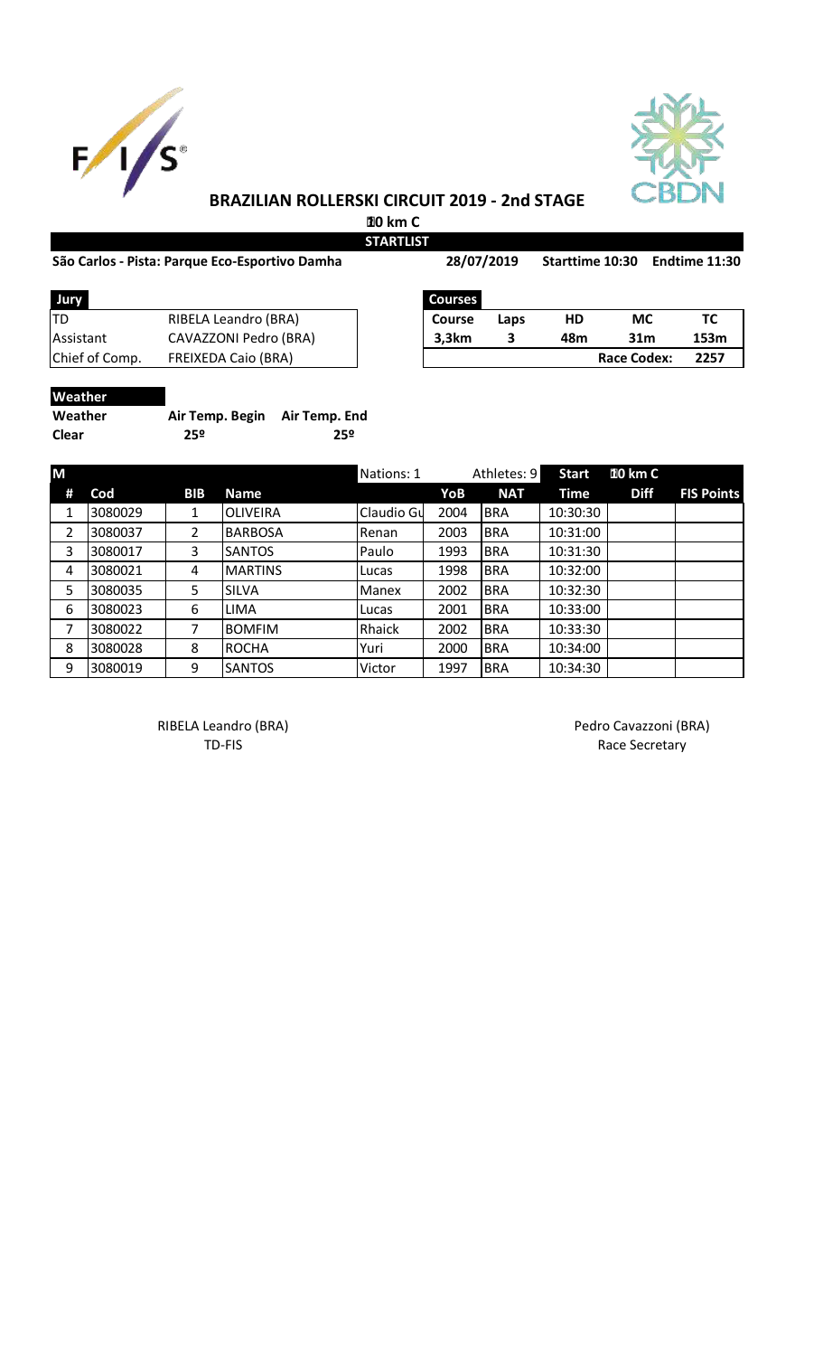# BRAZILIAN ROLLERSKI CIRCUIT 2019 - 2nd STAGE

**10 km C**

**STARTLIST**

**São Carlos - Pista: Parque Eco-Esportivo Damha** **28/07/2019** **Starttime 10:30** **Endtime 11:30**

| Jury | |
|---|---|
| TD | RIBELA Leandro (BRA) |
| Assistant | CAVAZZONI Pedro (BRA) |
| Chief of Comp. | FREIXEDA Caio (BRA) |

| Courses | | | | |
|---|---|---|---|---|
| Course | Laps | HD | MC | TC |
| 3,3km | 3 | 48m | 31m | 153m |
| | | | Race Codex: | 2257 |

**Weather**

| Weather | Air Temp. Begin | Air Temp. End |
|---|---|---|
| Clear | 25º | 25º |

| M | | | | Nations: 1 | | Athletes: 9 | Start | 10 km C | |
|---|---|---|---|---|---|---|---|---|---|
| # | Cod | BIB | Name | | YoB | NAT | Time | Diff | FIS Points |
| 1 | 3080029 | 1 | OLIVEIRA | Claudio Gu | 2004 | BRA | 10:30:30 | | |
| 2 | 3080037 | 2 | BARBOSA | Renan | 2003 | BRA | 10:31:00 | | |
| 3 | 3080017 | 3 | SANTOS | Paulo | 1993 | BRA | 10:31:30 | | |
| 4 | 3080021 | 4 | MARTINS | Lucas | 1998 | BRA | 10:32:00 | | |
| 5 | 3080035 | 5 | SILVA | Manex | 2002 | BRA | 10:32:30 | | |
| 6 | 3080023 | 6 | LIMA | Lucas | 2001 | BRA | 10:33:00 | | |
| 7 | 3080022 | 7 | BOMFIM | Rhaick | 2002 | BRA | 10:33:30 | | |
| 8 | 3080028 | 8 | ROCHA | Yuri | 2000 | BRA | 10:34:00 | | |
| 9 | 3080019 | 9 | SANTOS | Victor | 1997 | BRA | 10:34:30 | | |

RIBELA Leandro (BRA)
TD-FIS

Pedro Cavazzoni (BRA)
Race Secretary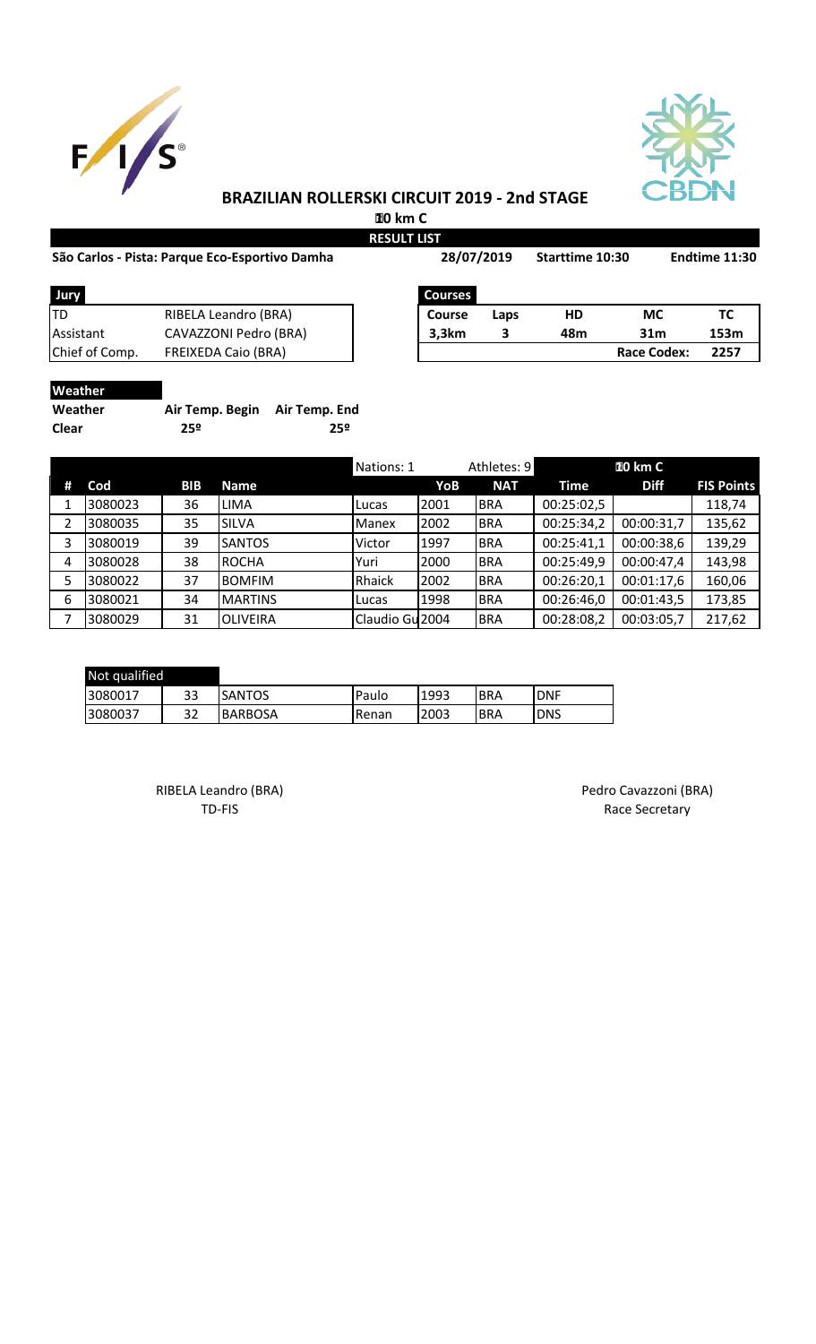# BRAZILIAN ROLLERSKI CIRCUIT 2019 - 2nd STAGE

**10 km C**

**RESULT LIST**

**São Carlos - Pista: Parque Eco-Esportivo Damha** | **28/07/2019** | **Starttime 10:30** | **Endtime 11:30**

| Jury | |
|---|---|
| TD | RIBELA Leandro (BRA) |
| Assistant | CAVAZZONI Pedro (BRA) |
| Chief of Comp. | FREIXEDA Caio (BRA) |

| Courses | | | | |
|---|---|---|---|---|
| Course | Laps | HD | MC | TC |
| 3,3km | 3 | 48m | 31m | 153m |
| | | | Race Codex: | 2257 |

| Weather | Air Temp. Begin | Air Temp. End |
|---|---|---|
| Clear | 25º | 25º |

| # | Cod | BIB | Name | Nations: 1 | YoB | Athletes: 9 NAT | 10 km C Time | Diff | FIS Points |
|---|---|---|---|---|---|---|---|---|---|
| 1 | 3080023 | 36 | LIMA | Lucas | 2001 | BRA | 00:25:02,5 | | 118,74 |
| 2 | 3080035 | 35 | SILVA | Manex | 2002 | BRA | 00:25:34,2 | 00:00:31,7 | 135,62 |
| 3 | 3080019 | 39 | SANTOS | Victor | 1997 | BRA | 00:25:41,1 | 00:00:38,6 | 139,29 |
| 4 | 3080028 | 38 | ROCHA | Yuri | 2000 | BRA | 00:25:49,9 | 00:00:47,4 | 143,98 |
| 5 | 3080022 | 37 | BOMFIM | Rhaick | 2002 | BRA | 00:26:20,1 | 00:01:17,6 | 160,06 |
| 6 | 3080021 | 34 | MARTINS | Lucas | 1998 | BRA | 00:26:46,0 | 00:01:43,5 | 173,85 |
| 7 | 3080029 | 31 | OLIVEIRA | Claudio Gu | 2004 | BRA | 00:28:08,2 | 00:03:05,7 | 217,62 |

| Not qualified | | | | | | |
|---|---|---|---|---|---|---|
| 3080017 | 33 | SANTOS | Paulo | 1993 | BRA | DNF |
| 3080037 | 32 | BARBOSA | Renan | 2003 | BRA | DNS |

RIBELA Leandro (BRA)
TD-FIS

Pedro Cavazzoni (BRA)
Race Secretary